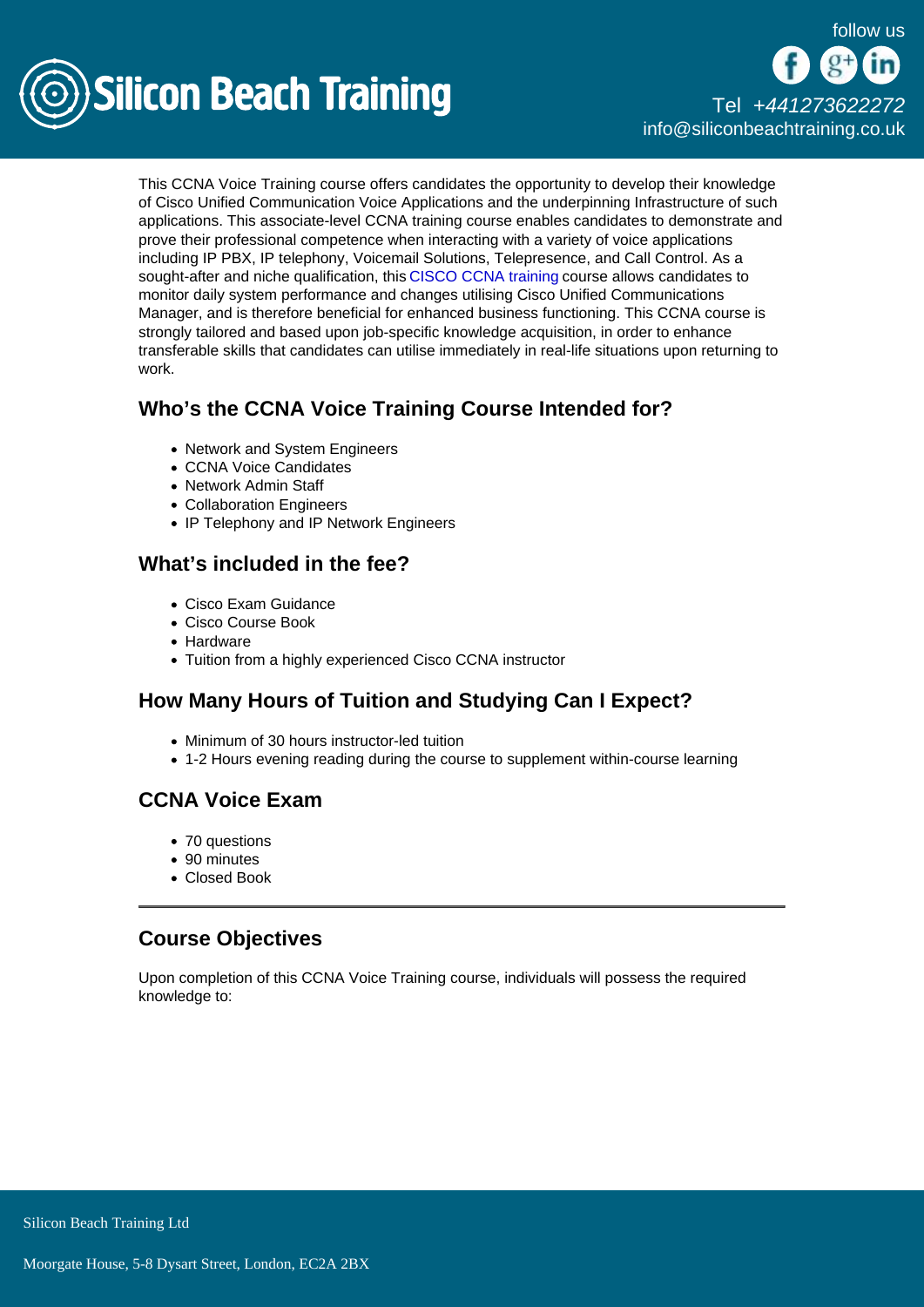This CCNA Voice Training course offers candidates the opportunity to develop their knowledge of Cisco Unified Communication Voice Applications and the underpinning Infrastructure of such applications. This associate-level CCNA training course enables candidates to demonstrate and prove their professional competence when interacting with a variety of voice applications including IP PBX, IP telephony, Voicemail Solutions, Telepresence, and Call Control. As a sought-after and niche qualification, this CISCO CCNA training course allows candidates to monitor daily system performance and changes utilising Cisco Unified Communications Manager, and is therefore beneficial for enhanced business functioning. This CCNA course is strongly tailored and based upon job-specific knowledge acquisition, in order to enhance transferable skills that candidates can utilise immediately in real-life situations upon returning to work.

## Who's the CCNA Voice Training Course Intended for?

- Network and System Engineers
- CCNA Voice Candidates
- Network Admin Staff
- Collaboration Engineers
- IP Telephony and IP Network Engineers

## What's included in the fee?

- Cisco Exam Guidance
- Cisco Course Book
- Hardware
- Tuition from a highly experienced Cisco CCNA instructor

## How Many Hours of Tuition and Studying Can I Expect?

- Minimum of 30 hours instructor-led tuition
- 1-2 Hours evening reading during the course to supplement within-course learning

## CCNA Voice Exam

- 70 questions
- 90 minutes
- Closed Book

---

## Course Objectives

Upon completion of this CCNA Voice Training course, individuals will possess the required knowledge to: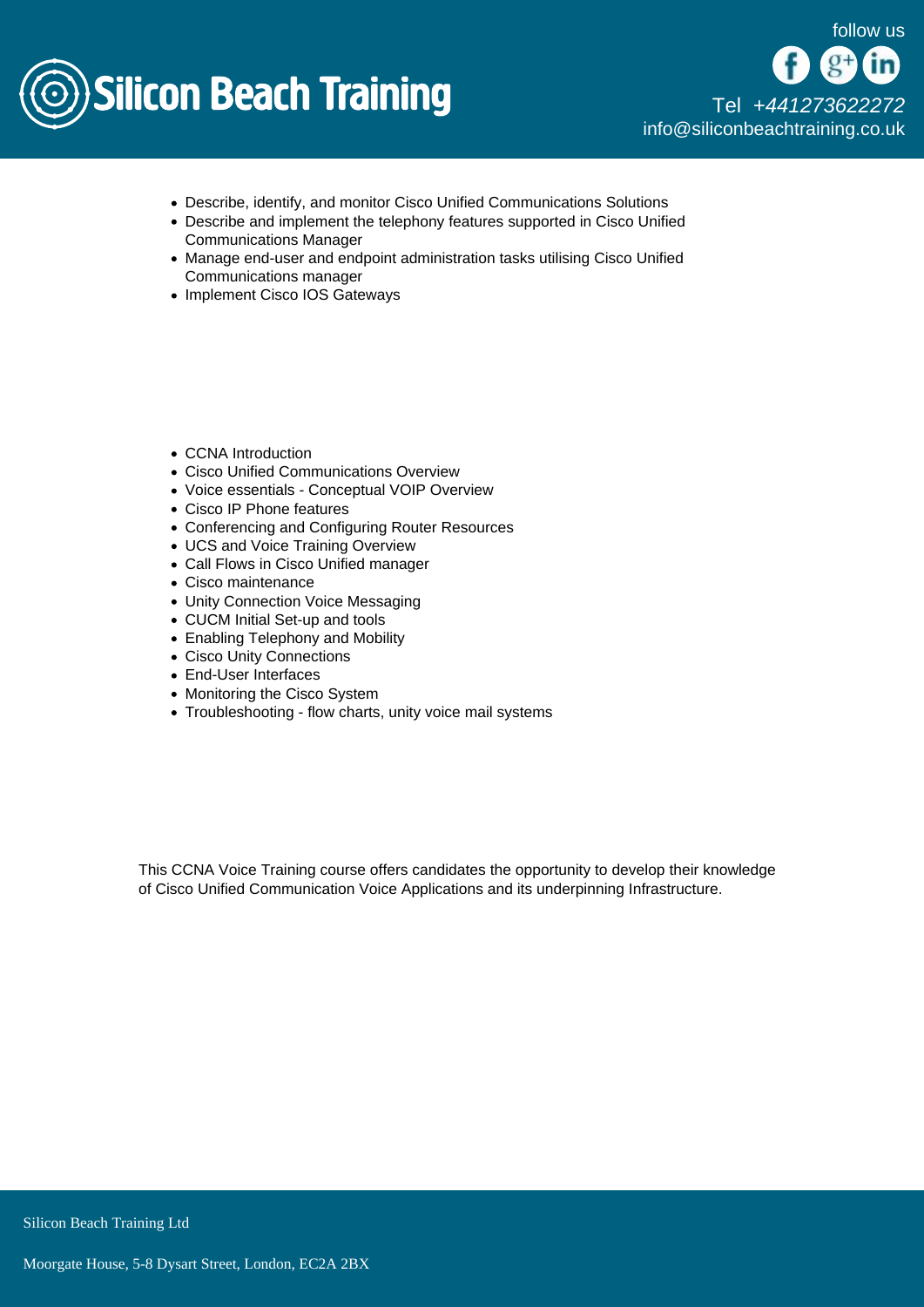- Describe, identify, and monitor Cisco Unified Communications Solutions
- Describe and implement the telephony features supported in Cisco Unified Communications Manager
- Manage end-user and endpoint administration tasks utilising Cisco Unified Communications manager
- Implement Cisco IOS Gateways

- CCNA Introduction
- Cisco Unified Communications Overview
- Voice essentials - Conceptual VOIP Overview
- Cisco IP Phone features
- Conferencing and Configuring Router Resources
- UCS and Voice Training Overview
- Call Flows in Cisco Unified manager
- Cisco maintenance
- Unity Connection Voice Messaging
- CUCM Initial Set-up and tools
- Enabling Telephony and Mobility
- Cisco Unity Connections
- End-User Interfaces
- Monitoring the Cisco System
- Troubleshooting - flow charts, unity voice mail systems

This CCNA Voice Training course offers candidates the opportunity to develop their knowledge of Cisco Unified Communication Voice Applications and its underpinning Infrastructure.